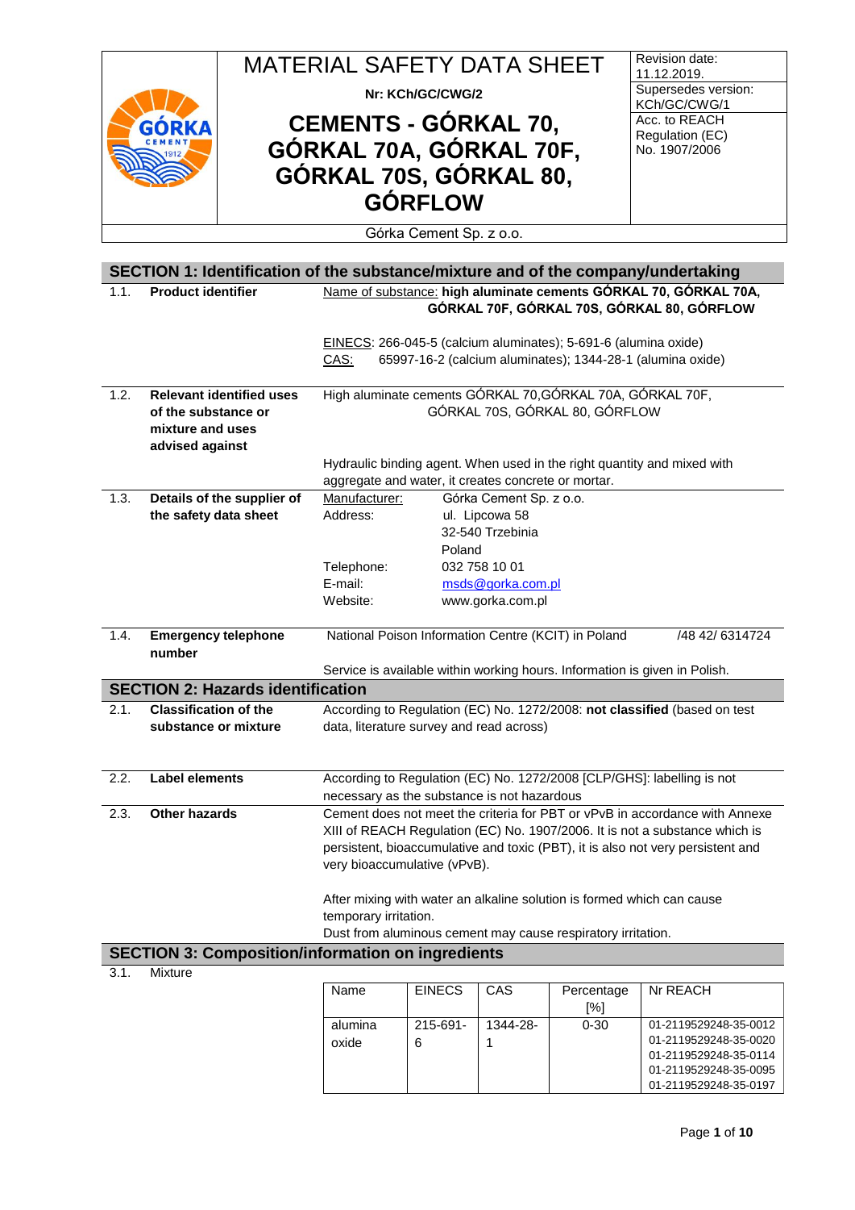# MATERIAL SAFETY DATA SHEET

**Nr: KCh/GC/CWG/2**

# CEMENTS - GÓRKAL 70, GÓRKAL 70A, GÓRKAL 70F, GÓRKAL 70S, GÓRKAL 80, GÓRFLOW

| Revision date: 11.12.2019. |
|---|
| Supersedes version: KCh/GC/CWG/1 |
| Acc. to REACH Regulation (EC) No. 1907/2006 |

Górka Cement Sp. z o.o.

## SECTION 1: Identification of the substance/mixture and of the company/undertaking

**1.1. Product identifier**

Name of substance: **high aluminate cements GÓRKAL 70, GÓRKAL 70A, GÓRKAL 70F, GÓRKAL 70S, GÓRKAL 80, GÓRFLOW**

EINECS: 266-045-5 (calcium aluminates); 5-691-6 (alumina oxide)
CAS: 65997-16-2 (calcium aluminates); 1344-28-1 (alumina oxide)

**1.2. Relevant identified uses of the substance or mixture and uses advised against**

High aluminate cements GÓRKAL 70,GÓRKAL 70A, GÓRKAL 70F, GÓRKAL 70S, GÓRKAL 80, GÓRFLOW

Hydraulic binding agent. When used in the right quantity and mixed with aggregate and water, it creates concrete or mortar.

**1.3. Details of the supplier of the safety data sheet**

Manufacturer: Górka Cement Sp. z o.o.
Address: ul. Lipcowa 58
32-540 Trzebinia
Poland
Telephone: 032 758 10 01
E-mail: msds@gorka.com.pl
Website: www.gorka.com.pl

**1.4. Emergency telephone number**

National Poison Information Centre (KCIT) in Poland /48 42/ 6314724

Service is available within working hours. Information is given in Polish.

## SECTION 2: Hazards identification

**2.1. Classification of the substance or mixture**

According to Regulation (EC) No. 1272/2008: **not classified** (based on test data, literature survey and read across)

**2.2. Label elements**

According to Regulation (EC) No. 1272/2008 [CLP/GHS]: labelling is not necessary as the substance is not hazardous

**2.3. Other hazards**

Cement does not meet the criteria for PBT or vPvB in accordance with Annexe XIII of REACH Regulation (EC) No. 1907/2006. It is not a substance which is persistent, bioaccumulative and toxic (PBT), it is also not very persistent and very bioaccumulative (vPvB).

After mixing with water an alkaline solution is formed which can cause temporary irritation.
Dust from aluminous cement may cause respiratory irritation.

## SECTION 3: Composition/information on ingredients

3.1. Mixture

| Name | EINECS | CAS | Percentage [%] | Nr REACH |
|---|---|---|---|---|
| alumina oxide | 215-691-6 | 1344-28-1 | 0-30 | 01-2119529248-35-0012<br>01-2119529248-35-0020<br>01-2119529248-35-0114<br>01-2119529248-35-0095<br>01-2119529248-35-0197 |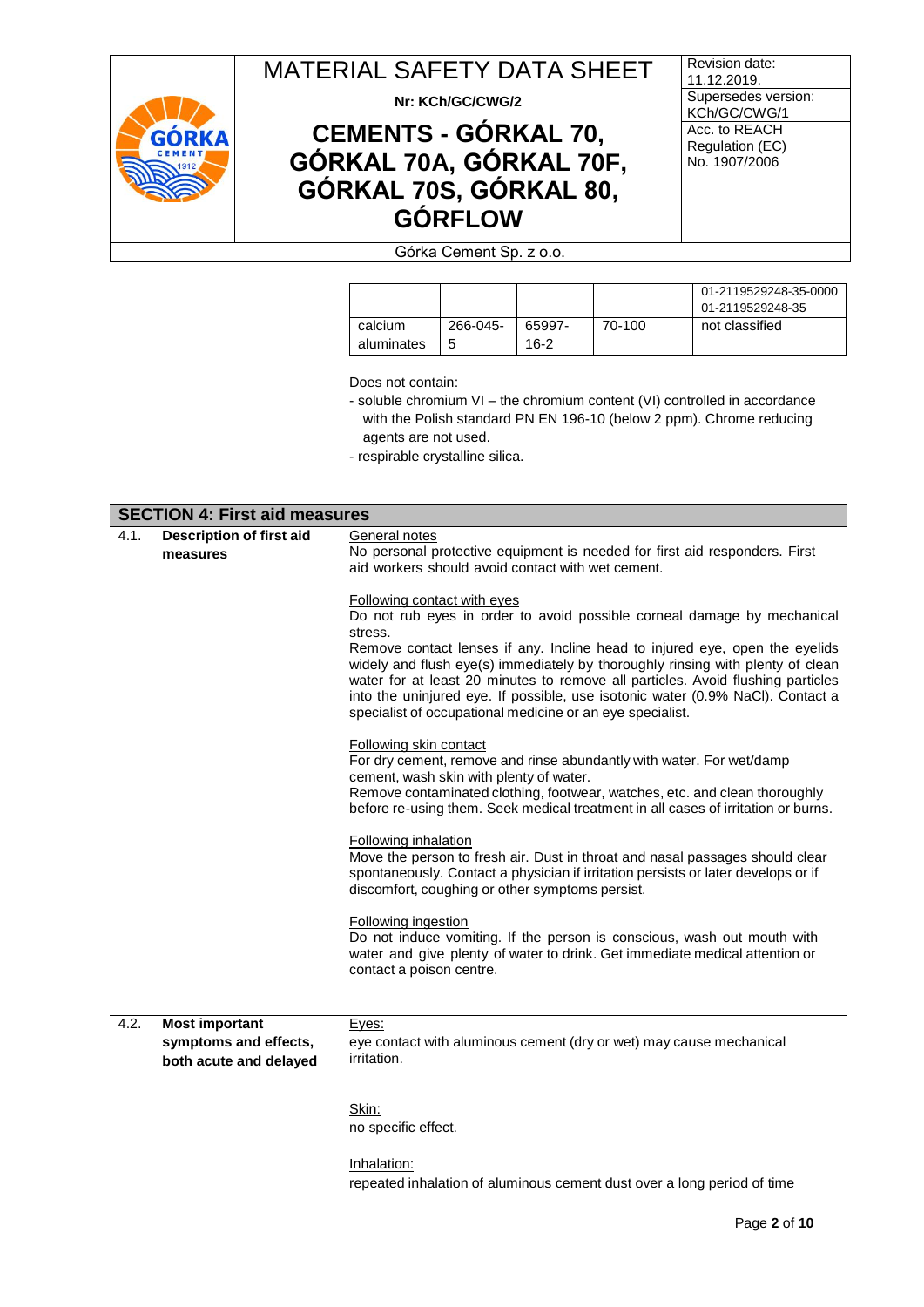| | | | | |
|---|---|---|---|---|
| | | | | 01-2119529248-35-0000<br>01-2119529248-35 |
| calcium aluminates | 266-045-5 | 65997-16-2 | 70-100 | not classified |

Does not contain:

- soluble chromium VI – the chromium content (VI) controlled in accordance with the Polish standard PN EN 196-10 (below 2 ppm). Chrome reducing agents are not used.
- respirable crystalline silica.

## SECTION 4: First aid measures

**4.1. Description of first aid measures**

General notes

No personal protective equipment is needed for first aid responders. First aid workers should avoid contact with wet cement.

Following contact with eyes

Do not rub eyes in order to avoid possible corneal damage by mechanical stress.

Remove contact lenses if any. Incline head to injured eye, open the eyelids widely and flush eye(s) immediately by thoroughly rinsing with plenty of clean water for at least 20 minutes to remove all particles. Avoid flushing particles into the uninjured eye. If possible, use isotonic water (0.9% NaCl). Contact a specialist of occupational medicine or an eye specialist.

Following skin contact

For dry cement, remove and rinse abundantly with water. For wet/damp cement, wash skin with plenty of water.

Remove contaminated clothing, footwear, watches, etc. and clean thoroughly before re-using them. Seek medical treatment in all cases of irritation or burns.

Following inhalation

Move the person to fresh air. Dust in throat and nasal passages should clear spontaneously. Contact a physician if irritation persists or later develops or if discomfort, coughing or other symptoms persist.

Following ingestion

Do not induce vomiting. If the person is conscious, wash out mouth with water and give plenty of water to drink. Get immediate medical attention or contact a poison centre.

**4.2. Most important symptoms and effects, both acute and delayed**

Eyes:

eye contact with aluminous cement (dry or wet) may cause mechanical irritation.

Skin:

no specific effect.

Inhalation:

repeated inhalation of aluminous cement dust over a long period of time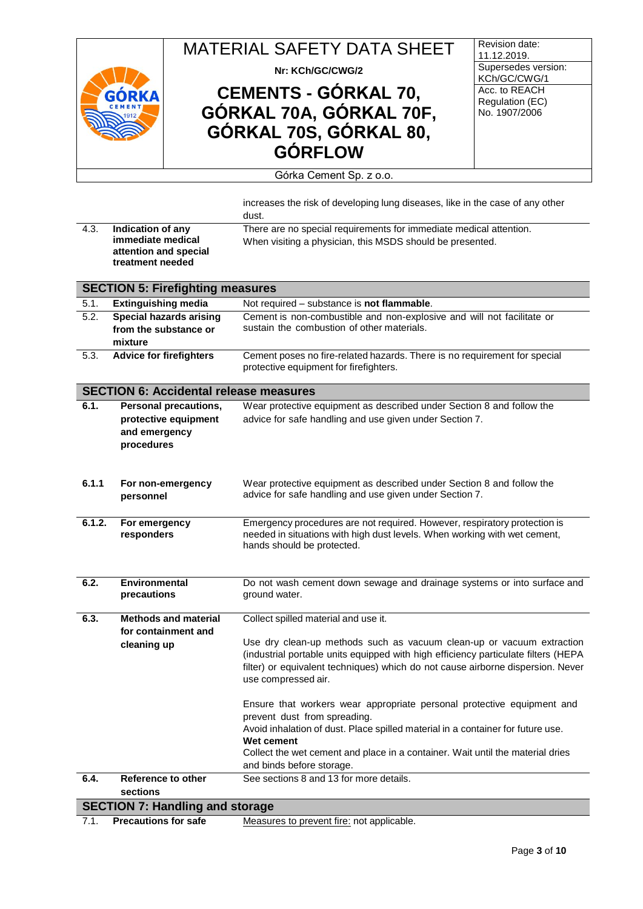| | | |
|---|---|---|
| | | increases the risk of developing lung diseases, like in the case of any other dust. |
| 4.3. | **Indication of any immediate medical attention and special treatment needed** | There are no special requirements for immediate medical attention. When visiting a physician, this MSDS should be presented. |

## SECTION 5: Firefighting measures

| | | |
|---|---|---|
| 5.1. | **Extinguishing media** | Not required – substance is **not flammable**. |
| 5.2. | **Special hazards arising from the substance or mixture** | Cement is non-combustible and non-explosive and will not facilitate or sustain the combustion of other materials. |
| 5.3. | **Advice for firefighters** | Cement poses no fire-related hazards. There is no requirement for special protective equipment for firefighters. |

## SECTION 6: Accidental release measures

| | | |
|---|---|---|
| **6.1.** | **Personal precautions, protective equipment and emergency procedures** | Wear protective equipment as described under Section 8 and follow the advice for safe handling and use given under Section 7. |
| **6.1.1** | **For non-emergency personnel** | Wear protective equipment as described under Section 8 and follow the advice for safe handling and use given under Section 7. |
| **6.1.2.** | **For emergency responders** | Emergency procedures are not required. However, respiratory protection is needed in situations with high dust levels. When working with wet cement, hands should be protected. |
| **6.2.** | **Environmental precautions** | Do not wash cement down sewage and drainage systems or into surface and ground water. |
| **6.3.** | **Methods and material for containment and cleaning up** | Collect spilled material and use it.<br><br>Use dry clean-up methods such as vacuum clean-up or vacuum extraction (industrial portable units equipped with high efficiency particulate filters (HEPA filter) or equivalent techniques) which do not cause airborne dispersion. Never use compressed air.<br><br>Ensure that workers wear appropriate personal protective equipment and prevent dust from spreading.<br>Avoid inhalation of dust. Place spilled material in a container for future use.<br>**Wet cement**<br>Collect the wet cement and place in a container. Wait until the material dries and binds before storage. |
| **6.4.** | **Reference to other sections** | See sections 8 and 13 for more details. |

## SECTION 7: Handling and storage

| | | |
|---|---|---|
| 7.1. | **Precautions for safe** | Measures to prevent fire: not applicable. |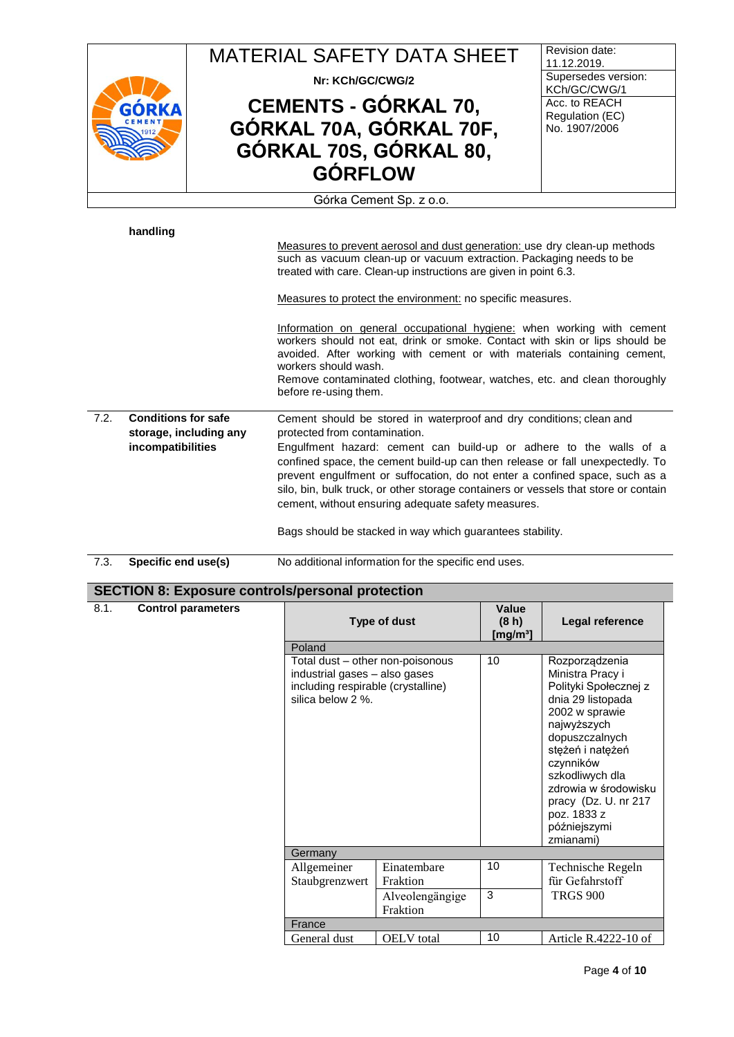**handling**

Measures to prevent aerosol and dust generation: use dry clean-up methods such as vacuum clean-up or vacuum extraction. Packaging needs to be treated with care. Clean-up instructions are given in point 6.3.

Measures to protect the environment: no specific measures.

Information on general occupational hygiene: when working with cement workers should not eat, drink or smoke. Contact with skin or lips should be avoided. After working with cement or with materials containing cement, workers should wash.
Remove contaminated clothing, footwear, watches, etc. and clean thoroughly before re-using them.

**7.2. Conditions for safe storage, including any incompatibilities**

Cement should be stored in waterproof and dry conditions; clean and protected from contamination.
Engulfment hazard: cement can build-up or adhere to the walls of a confined space, the cement build-up can then release or fall unexpectedly. To prevent engulfment or suffocation, do not enter a confined space, such as a silo, bin, bulk truck, or other storage containers or vessels that store or contain cement, without ensuring adequate safety measures.

Bags should be stacked in way which guarantees stability.

**7.3. Specific end use(s)**

No additional information for the specific end uses.

## SECTION 8: Exposure controls/personal protection

**8.1. Control parameters**

| Type of dust | | Value (8 h) [mg/m³] | Legal reference |
|---|---|---|---|
| Poland | | | |
| Total dust – other non-poisonous industrial gases – also gases including respirable (crystalline) silica below 2 %. | | 10 | Rozporządzenia Ministra Pracy i Polityki Społecznej z dnia 29 listopada 2002 w sprawie najwyższych dopuszczalnych stężeń i natężeń czynników szkodliwych dla zdrowia w środowisku pracy (Dz. U. nr 217 poz. 1833 z późniejszymi zmianami) |
| Germany | | | |
| Allgemeiner Staubgrenzwert | Einatembare Fraktion | 10 | Technische Regeln für Gefahrstoff TRGS 900 |
| | Alveolengängige Fraktion | 3 | |
| France | | | |
| General dust | OELV total | 10 | Article R.4222-10 of |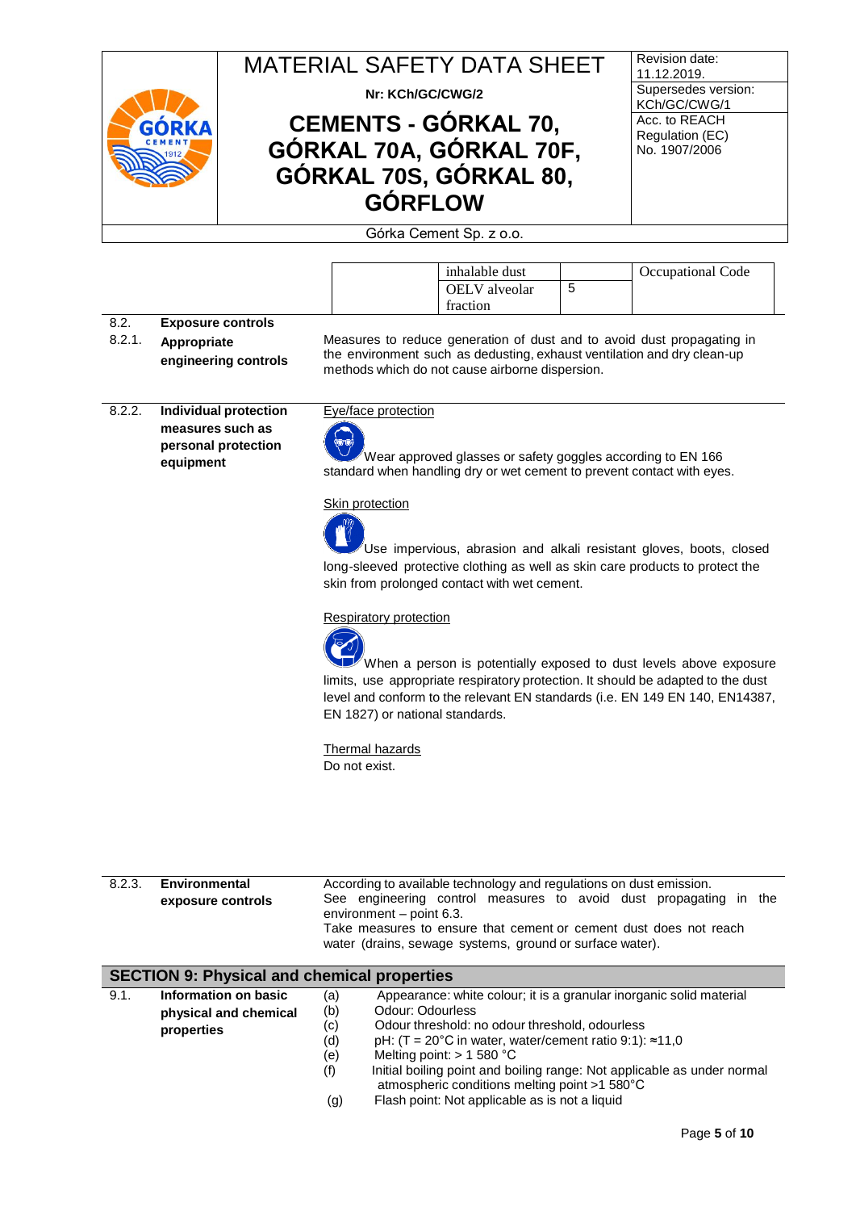| | inhalable dust | | Occupational Code |
|---|---|---|---|
| | OELV alveolar fraction | 5 | |

**8.2. Exposure controls**

**8.2.1. Appropriate engineering controls**

Measures to reduce generation of dust and to avoid dust propagating in the environment such as dedusting, exhaust ventilation and dry clean-up methods which do not cause airborne dispersion.

**8.2.2. Individual protection measures such as personal protection equipment**

Eye/face protection

Wear approved glasses or safety goggles according to EN 166 standard when handling dry or wet cement to prevent contact with eyes.

Skin protection

Use impervious, abrasion and alkali resistant gloves, boots, closed long-sleeved protective clothing as well as skin care products to protect the skin from prolonged contact with wet cement.

Respiratory protection

When a person is potentially exposed to dust levels above exposure limits, use appropriate respiratory protection. It should be adapted to the dust level and conform to the relevant EN standards (i.e. EN 149 EN 140, EN14387, EN 1827) or national standards.

Thermal hazards

Do not exist.

**8.2.3. Environmental exposure controls**

According to available technology and regulations on dust emission.
See engineering control measures to avoid dust propagating in the environment – point 6.3.
Take measures to ensure that cement or cement dust does not reach water (drains, sewage systems, ground or surface water).

## SECTION 9: Physical and chemical properties

**9.1. Information on basic physical and chemical properties**

(a) Appearance: white colour; it is a granular inorganic solid material
(b) Odour: Odourless
(c) Odour threshold: no odour threshold, odourless
(d) pH: (T = 20°C in water, water/cement ratio 9:1): ≈11,0
(e) Melting point: > 1 580 °C
(f) Initial boiling point and boiling range: Not applicable as under normal atmospheric conditions melting point >1 580°C
(g) Flash point: Not applicable as is not a liquid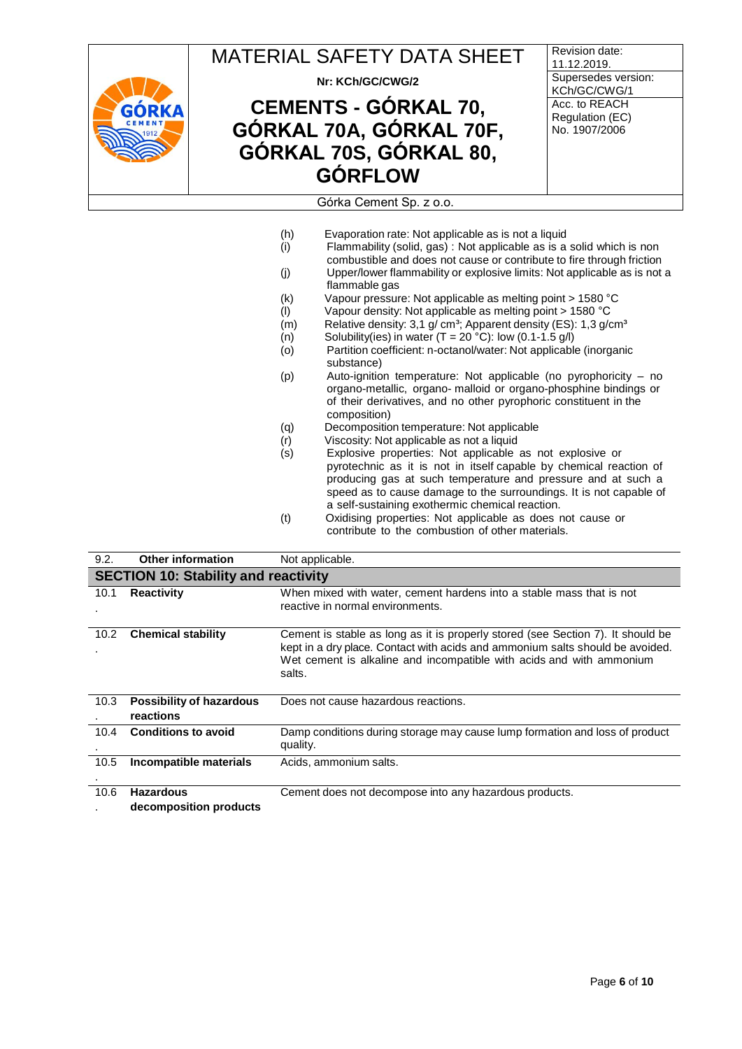(h) Evaporation rate: Not applicable as is not a liquid

(i) Flammability (solid, gas) : Not applicable as is a solid which is non combustible and does not cause or contribute to fire through friction

(j) Upper/lower flammability or explosive limits: Not applicable as is not a flammable gas

(k) Vapour pressure: Not applicable as melting point > 1580 °C

(l) Vapour density: Not applicable as melting point > 1580 °C

(m) Relative density: 3,1 g/ $cm^3$; Apparent density (ES): 1,3 g/$cm^3$

(n) Solubility(ies) in water (T = 20 °C): low (0.1-1.5 g/l)

(o) Partition coefficient: n-octanol/water: Not applicable (inorganic substance)

(p) Auto-ignition temperature: Not applicable (no pyrophoricity – no organo-metallic, organo- malloid or organo-phosphine bindings or of their derivatives, and no other pyrophoric constituent in the composition)

(q) Decomposition temperature: Not applicable

(r) Viscosity: Not applicable as not a liquid

(s) Explosive properties: Not applicable as not explosive or pyrotechnic as it is not in itself capable by chemical reaction of producing gas at such temperature and pressure and at such a speed as to cause damage to the surroundings. It is not capable of a self-sustaining exothermic chemical reaction.

(t) Oxidising properties: Not applicable as does not cause or contribute to the combustion of other materials.

| 9.2. | **Other information** | Not applicable. |
|---|---|---|

## SECTION 10: Stability and reactivity

| | | |
|---|---|---|
| 10.1. | **Reactivity** | When mixed with water, cement hardens into a stable mass that is not reactive in normal environments. |
| 10.2. | **Chemical stability** | Cement is stable as long as it is properly stored (see Section 7). It should be kept in a dry place. Contact with acids and ammonium salts should be avoided. Wet cement is alkaline and incompatible with acids and with ammonium salts. |
| 10.3. | **Possibility of hazardous reactions** | Does not cause hazardous reactions. |
| 10.4. | **Conditions to avoid** | Damp conditions during storage may cause lump formation and loss of product quality. |
| 10.5. | **Incompatible materials** | Acids, ammonium salts. |
| 10.6. | **Hazardous decomposition products** | Cement does not decompose into any hazardous products. |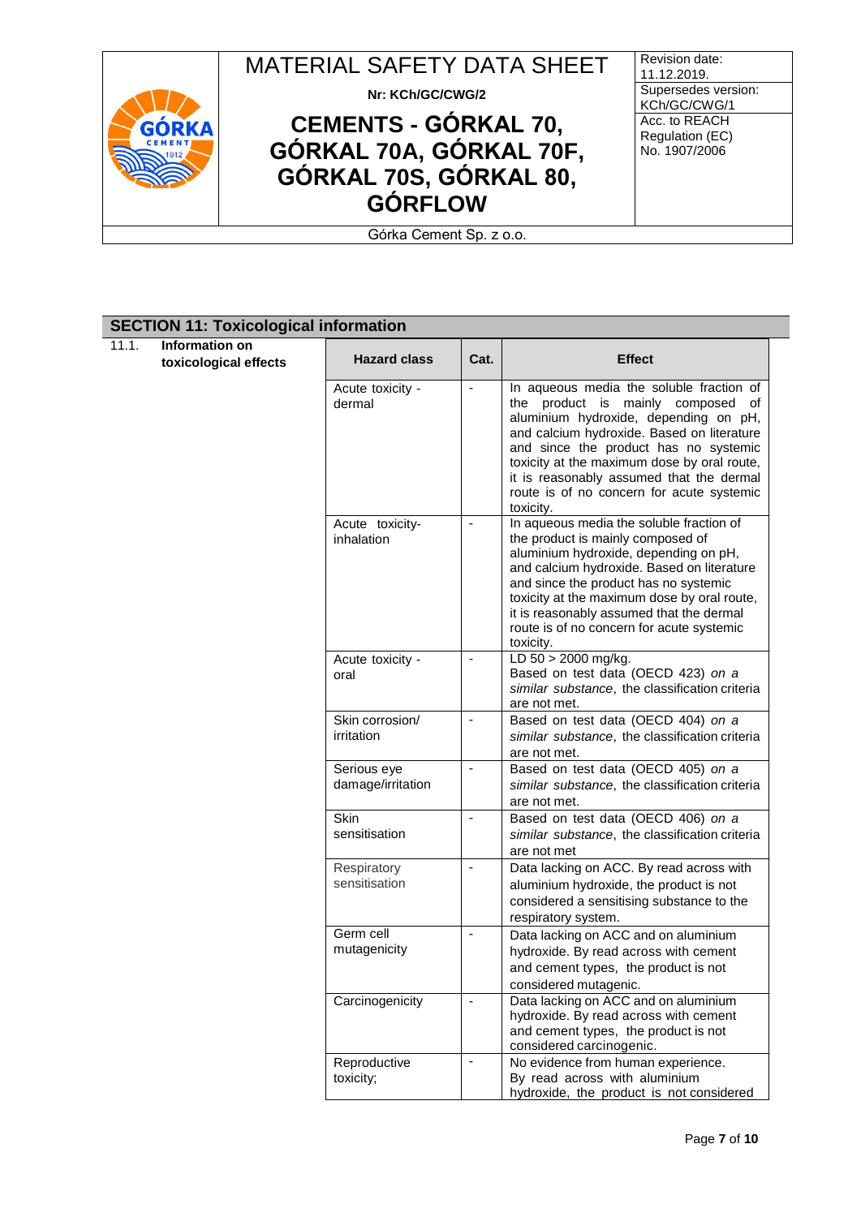## SECTION 11: Toxicological information

11.1. **Information on toxicological effects**

| Hazard class | Cat. | Effect |
|---|---|---|
| Acute toxicity - dermal | - | In aqueous media the soluble fraction of the product is mainly composed of aluminium hydroxide, depending on pH, and calcium hydroxide. Based on literature and since the product has no systemic toxicity at the maximum dose by oral route, it is reasonably assumed that the dermal route is of no concern for acute systemic toxicity. |
| Acute toxicity- inhalation | - | In aqueous media the soluble fraction of the product is mainly composed of aluminium hydroxide, depending on pH, and calcium hydroxide. Based on literature and since the product has no systemic toxicity at the maximum dose by oral route, it is reasonably assumed that the dermal route is of no concern for acute systemic toxicity. |
| Acute toxicity - oral | - | LD 50 > 2000 mg/kg. Based on test data (OECD 423) *on a similar substance*, the classification criteria are not met. |
| Skin corrosion/ irritation | - | Based on test data (OECD 404) *on a similar substance*, the classification criteria are not met. |
| Serious eye damage/irritation | - | Based on test data (OECD 405) *on a similar substance*, the classification criteria are not met. |
| Skin sensitisation | - | Based on test data (OECD 406) *on a similar substance*, the classification criteria are not met |
| Respiratory sensitisation | - | Data lacking on ACC. By read across with aluminium hydroxide, the product is not considered a sensitising substance to the respiratory system. |
| Germ cell mutagenicity | - | Data lacking on ACC and on aluminium hydroxide. By read across with cement and cement types, the product is not considered mutagenic. |
| Carcinogenicity | - | Data lacking on ACC and on aluminium hydroxide. By read across with cement and cement types, the product is not considered carcinogenic. |
| Reproductive toxicity; | - | No evidence from human experience. By read across with aluminium hydroxide, the product is not considered |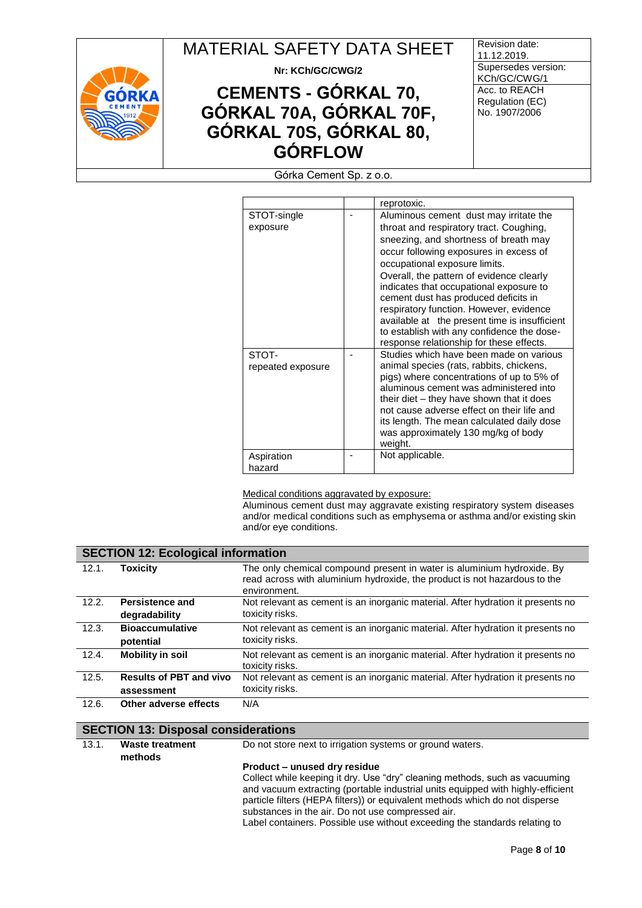| | | reprotoxic. |
|---|---|---|
| STOT-single exposure | - | Aluminous cement dust may irritate the throat and respiratory tract. Coughing, sneezing, and shortness of breath may occur following exposures in excess of occupational exposure limits. Overall, the pattern of evidence clearly indicates that occupational exposure to cement dust has produced deficits in respiratory function. However, evidence available at the present time is insufficient to establish with any confidence the dose-response relationship for these effects. |
| STOT-repeated exposure | - | Studies which have been made on various animal species (rats, rabbits, chickens, pigs) where concentrations of up to 5% of aluminous cement was administered into their diet – they have shown that it does not cause adverse effect on their life and its length. The mean calculated daily dose was approximately 130 mg/kg of body weight. |
| Aspiration hazard | - | Not applicable. |

Medical conditions aggravated by exposure:

Aluminous cement dust may aggravate existing respiratory system diseases and/or medical conditions such as emphysema or asthma and/or existing skin and/or eye conditions.

## SECTION 12: Ecological information

| | | |
|---|---|---|
| 12.1. | **Toxicity** | The only chemical compound present in water is aluminium hydroxide. By read across with aluminium hydroxide, the product is not hazardous to the environment. |
| 12.2. | **Persistence and degradability** | Not relevant as cement is an inorganic material. After hydration it presents no toxicity risks. |
| 12.3. | **Bioaccumulative potential** | Not relevant as cement is an inorganic material. After hydration it presents no toxicity risks. |
| 12.4. | **Mobility in soil** | Not relevant as cement is an inorganic material. After hydration it presents no toxicity risks. |
| 12.5. | **Results of PBT and vivo assessment** | Not relevant as cement is an inorganic material. After hydration it presents no toxicity risks. |
| 12.6. | **Other adverse effects** | N/A |

## SECTION 13: Disposal considerations

13.1. **Waste treatment methods**

Do not store next to irrigation systems or ground waters.

**Product – unused dry residue**

Collect while keeping it dry. Use "dry" cleaning methods, such as vacuuming and vacuum extracting (portable industrial units equipped with highly-efficient particle filters (HEPA filters)) or equivalent methods which do not disperse substances in the air. Do not use compressed air.

Label containers. Possible use without exceeding the standards relating to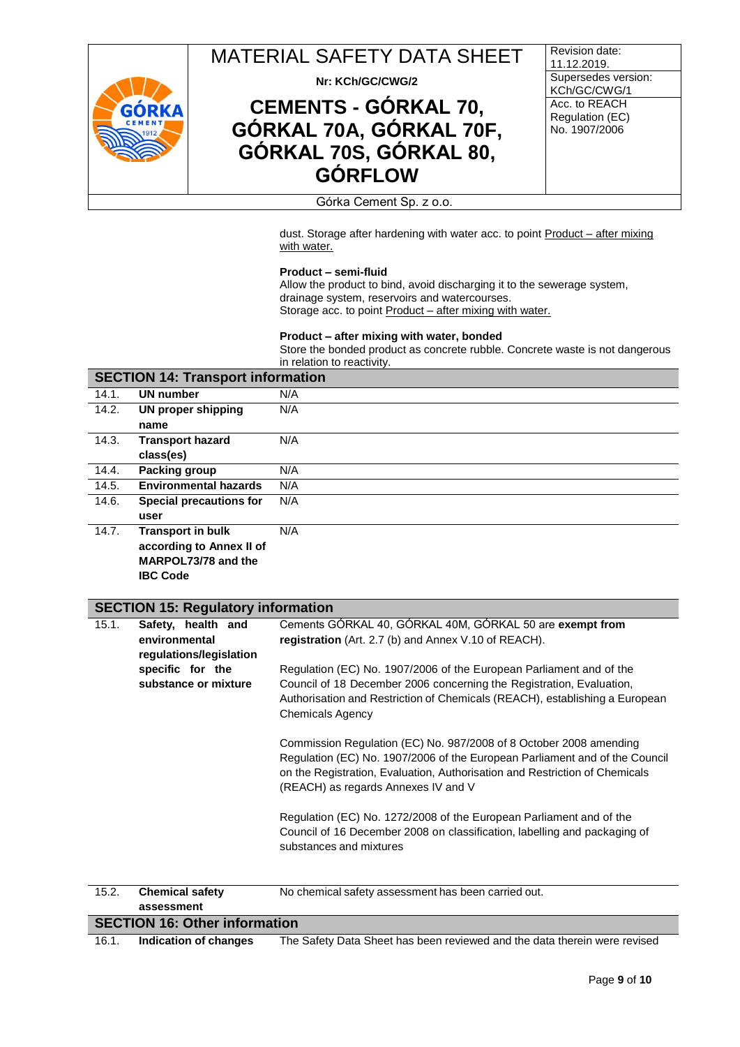dust. Storage after hardening with water acc. to point Product – after mixing with water.

**Product – semi-fluid**

Allow the product to bind, avoid discharging it to the sewerage system, drainage system, reservoirs and watercourses.
Storage acc. to point Product – after mixing with water.

**Product – after mixing with water, bonded**

Store the bonded product as concrete rubble. Concrete waste is not dangerous in relation to reactivity.

## SECTION 14: Transport information

| | | |
|---|---|---|
| 14.1. | **UN number** | N/A |
| 14.2. | **UN proper shipping name** | N/A |
| 14.3. | **Transport hazard class(es)** | N/A |
| 14.4. | **Packing group** | N/A |
| 14.5. | **Environmental hazards** | N/A |
| 14.6. | **Special precautions for user** | N/A |
| 14.7. | **Transport in bulk according to Annex II of MARPOL73/78 and the IBC Code** | N/A |

## SECTION 15: Regulatory information

| | | |
|---|---|---|
| 15.1. | **Safety, health and environmental regulations/legislation specific for the substance or mixture** | Cements GÓRKAL 40, GÓRKAL 40M, GÓRKAL 50 are **exempt from registration** (Art. 2.7 (b) and Annex V.10 of REACH).<br><br>Regulation (EC) No. 1907/2006 of the European Parliament and of the Council of 18 December 2006 concerning the Registration, Evaluation, Authorisation and Restriction of Chemicals (REACH), establishing a European Chemicals Agency<br><br>Commission Regulation (EC) No. 987/2008 of 8 October 2008 amending Regulation (EC) No. 1907/2006 of the European Parliament and of the Council on the Registration, Evaluation, Authorisation and Restriction of Chemicals (REACH) as regards Annexes IV and V<br><br>Regulation (EC) No. 1272/2008 of the European Parliament and of the Council of 16 December 2008 on classification, labelling and packaging of substances and mixtures |
| 15.2. | **Chemical safety assessment** | No chemical safety assessment has been carried out. |

## SECTION 16: Other information

| | | |
|---|---|---|
| 16.1. | **Indication of changes** | The Safety Data Sheet has been reviewed and the data therein were revised |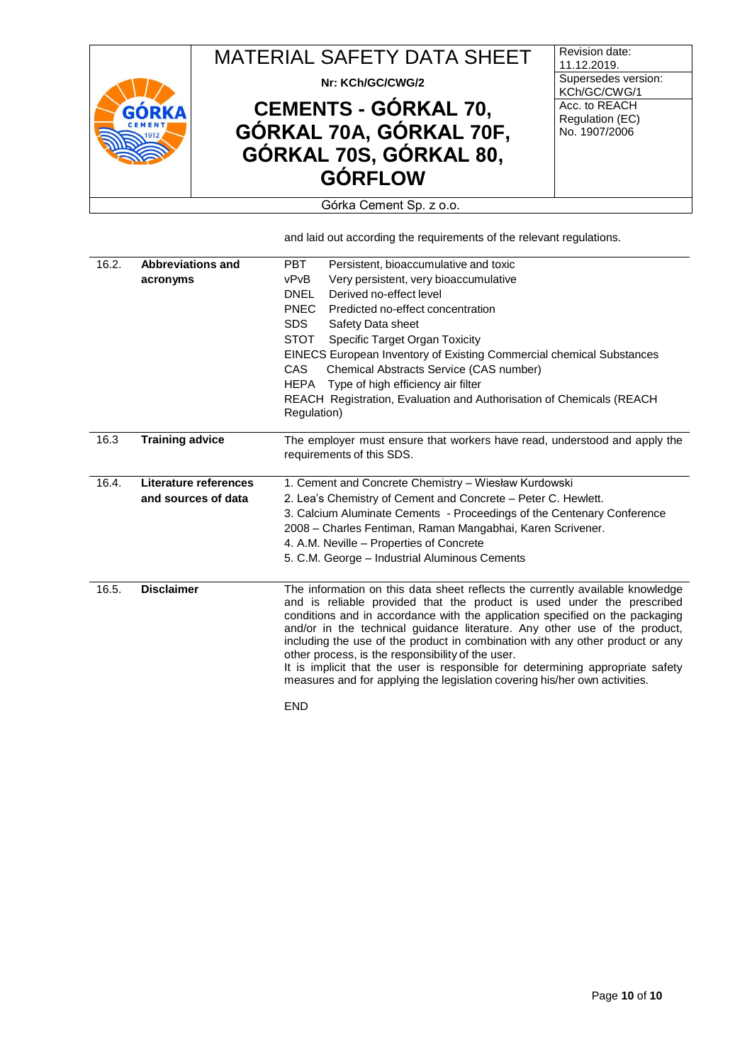and laid out according the requirements of the relevant regulations.

| | | |
|---|---|---|
| 16.2. | **Abbreviations and acronyms** | PBT Persistent, bioaccumulative and toxic<br>vPvB Very persistent, very bioaccumulative<br>DNEL Derived no-effect level<br>PNEC Predicted no-effect concentration<br>SDS Safety Data sheet<br>STOT Specific Target Organ Toxicity<br>EINECS European Inventory of Existing Commercial chemical Substances<br>CAS Chemical Abstracts Service (CAS number)<br>HEPA Type of high efficiency air filter<br>REACH Registration, Evaluation and Authorisation of Chemicals (REACH Regulation) |
| 16.3 | **Training advice** | The employer must ensure that workers have read, understood and apply the requirements of this SDS. |
| 16.4. | **Literature references and sources of data** | 1. Cement and Concrete Chemistry – Wiesław Kurdowski<br>2. Lea's Chemistry of Cement and Concrete – Peter C. Hewlett.<br>3. Calcium Aluminate Cements - Proceedings of the Centenary Conference 2008 – Charles Fentiman, Raman Mangabhai, Karen Scrivener.<br>4. A.M. Neville – Properties of Concrete<br>5. C.M. George – Industrial Aluminous Cements |
| 16.5. | **Disclaimer** | The information on this data sheet reflects the currently available knowledge and is reliable provided that the product is used under the prescribed conditions and in accordance with the application specified on the packaging and/or in the technical guidance literature. Any other use of the product, including the use of the product in combination with any other product or any other process, is the responsibility of the user.<br>It is implicit that the user is responsible for determining appropriate safety measures and for applying the legislation covering his/her own activities. |

END